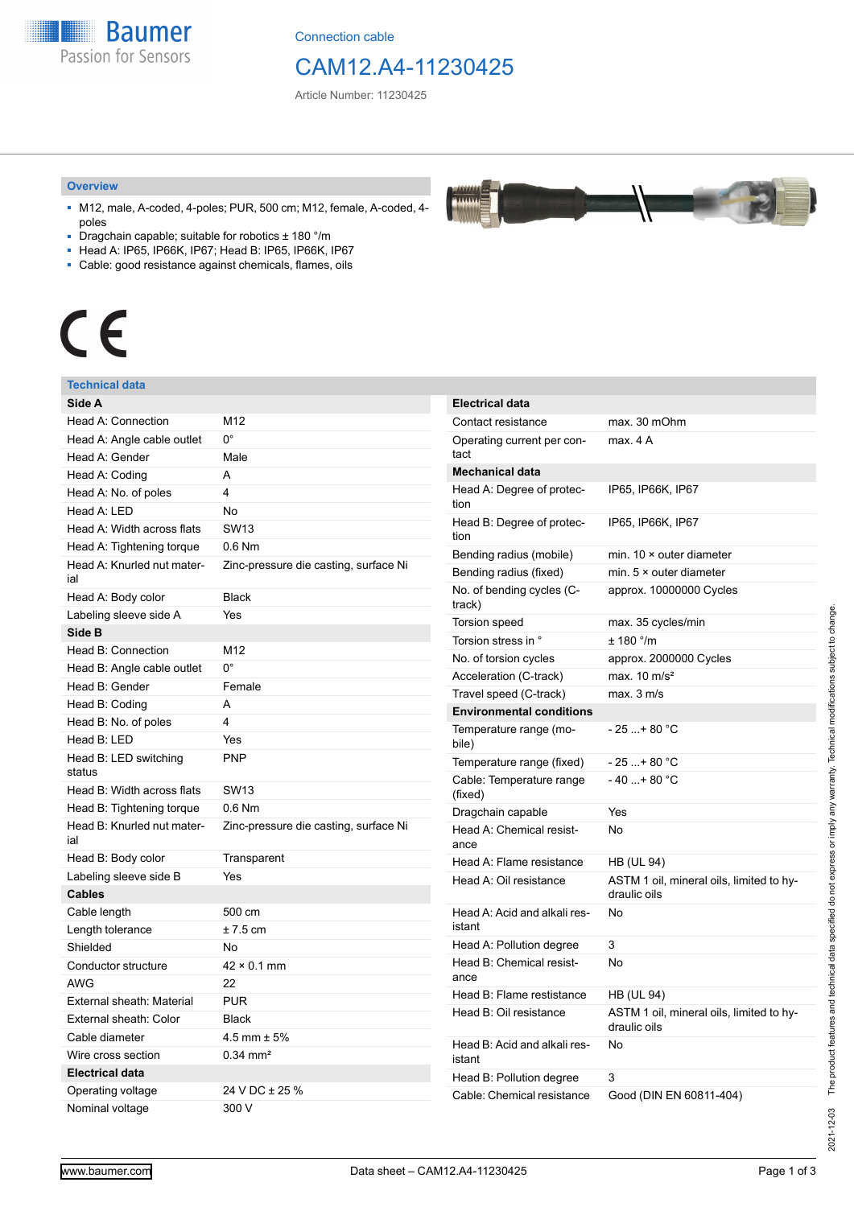Connection cable

# CAM12.A4-11230425

Article Number: 11230425

## Overview

- M12, male, A-coded, 4-poles; PUR, 500 cm; M12, female, A-coded, 4-poles
- Dragchain capable; suitable for robotics ± 180 °/m
- Head A: IP65, IP66K, IP67; Head B: IP65, IP66K, IP67
- Cable: good resistance against chemicals, flames, oils

CE

## Technical data

| Side A | |
|---|---|
| Head A: Connection | M12 |
| Head A: Angle cable outlet | 0° |
| Head A: Gender | Male |
| Head A: Coding | A |
| Head A: No. of poles | 4 |
| Head A: LED | No |
| Head A: Width across flats | SW13 |
| Head A: Tightening torque | 0.6 Nm |
| Head A: Knurled nut material | Zinc-pressure die casting, surface Ni |
| Head A: Body color | Black |
| Labeling sleeve side A | Yes |
| **Side B** | |
| Head B: Connection | M12 |
| Head B: Angle cable outlet | 0° |
| Head B: Gender | Female |
| Head B: Coding | A |
| Head B: No. of poles | 4 |
| Head B: LED | Yes |
| Head B: LED switching status | PNP |
| Head B: Width across flats | SW13 |
| Head B: Tightening torque | 0.6 Nm |
| Head B: Knurled nut material | Zinc-pressure die casting, surface Ni |
| Head B: Body color | Transparent |
| Labeling sleeve side B | Yes |
| **Cables** | |
| Cable length | 500 cm |
| Length tolerance | ± 7.5 cm |
| Shielded | No |
| Conductor structure | 42 × 0.1 mm |
| AWG | 22 |
| External sheath: Material | PUR |
| External sheath: Color | Black |
| Cable diameter | 4.5 mm ± 5% |
| Wire cross section | 0.34 mm² |
| **Electrical data** | |
| Operating voltage | 24 V DC ± 25 % |
| Nominal voltage | 300 V |

| Electrical data | |
|---|---|
| Contact resistance | max. 30 mOhm |
| Operating current per contact | max. 4 A |
| **Mechanical data** | |
| Head A: Degree of protection | IP65, IP66K, IP67 |
| Head B: Degree of protection | IP65, IP66K, IP67 |
| Bending radius (mobile) | min. 10 × outer diameter |
| Bending radius (fixed) | min. 5 × outer diameter |
| No. of bending cycles (C-track) | approx. 10000000 Cycles |
| Torsion speed | max. 35 cycles/min |
| Torsion stress in ° | ± 180 °/m |
| No. of torsion cycles | approx. 2000000 Cycles |
| Acceleration (C-track) | max. 10 m/s² |
| Travel speed (C-track) | max. 3 m/s |
| **Environmental conditions** | |
| Temperature range (mobile) | - 25 ...+ 80 °C |
| Temperature range (fixed) | - 25 ...+ 80 °C |
| Cable: Temperature range (fixed) | - 40 ...+ 80 °C |
| Dragchain capable | Yes |
| Head A: Chemical resistance | No |
| Head A: Flame resistance | HB (UL 94) |
| Head A: Oil resistance | ASTM 1 oil, mineral oils, limited to hydraulic oils |
| Head A: Acid and alkali resistant | No |
| Head A: Pollution degree | 3 |
| Head B: Chemical resistance | No |
| Head B: Flame resistance | HB (UL 94) |
| Head B: Oil resistance | ASTM 1 oil, mineral oils, limited to hydraulic oils |
| Head B: Acid and alkali resistant | No |
| Head B: Pollution degree | 3 |
| Cable: Chemical resistance | Good (DIN EN 60811-404) |

2021-12-03 The product features and technical data specified do not express or imply any warranty. Technical modifications subject to change.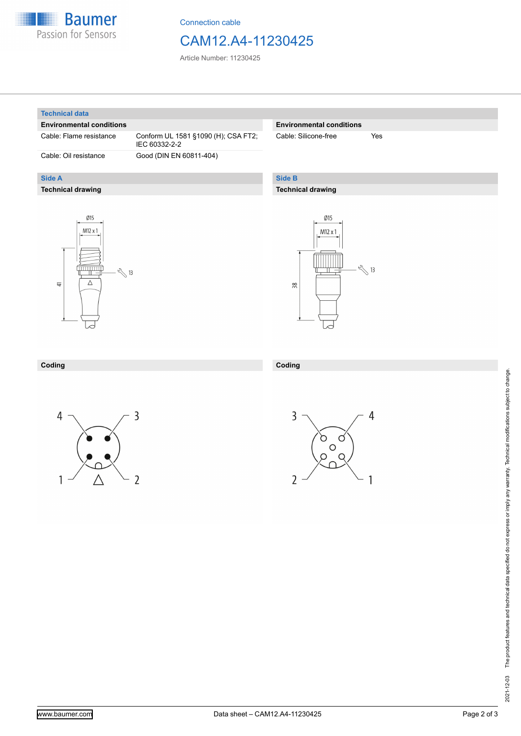## Technical data

| Environmental conditions | |
|---|---|
| Cable: Flame resistance | Conform UL 1581 §1090 (H); CSA FT2; IEC 60332-2-2 |
| Cable: Oil resistance | Good (DIN EN 60811-404) |

| Environmental conditions | |
|---|---|
| Cable: Silicone-free | Yes |

## Side A

### Technical drawing

Ø15
M12 x 1
41
13

### Coding

4 3
1 2

## Side B

### Technical drawing

Ø15
M12 x 1
38
13

### Coding

3 4
2 1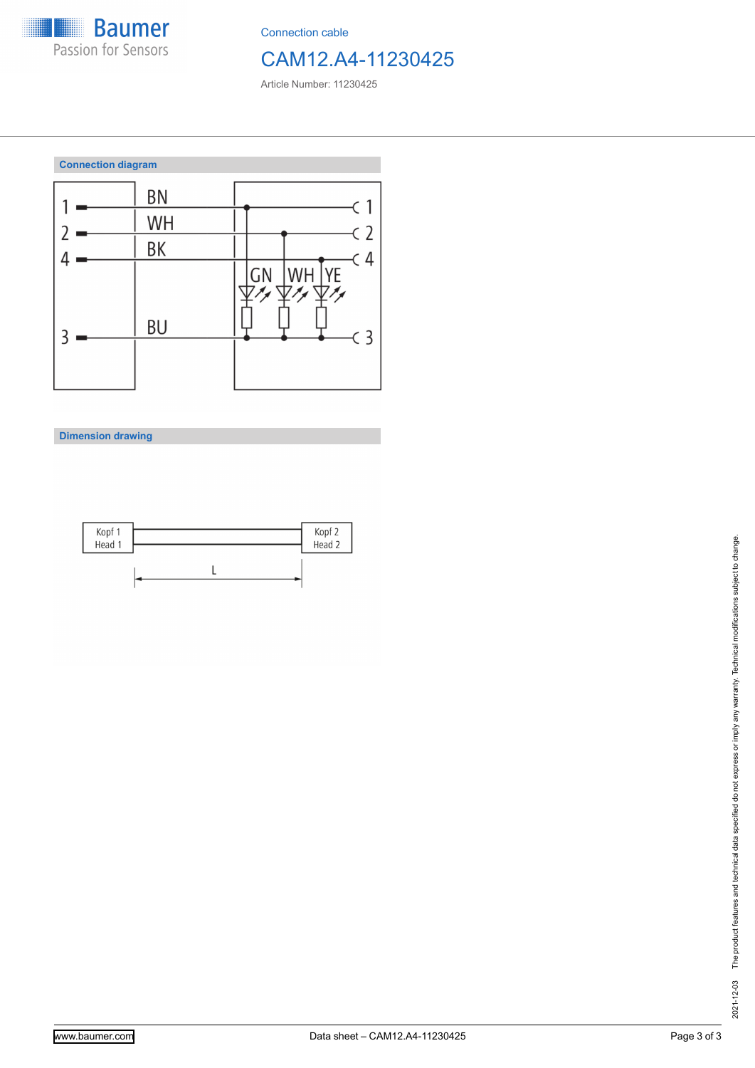Connection cable

# CAM12.A4-11230425

Article Number: 11230425

## Connection diagram

1 BN 1
2 WH 2
4 BK 4
GN WH YE
3 BU 3

## Dimension drawing

Kopf 1
Head 1

Kopf 2
Head 2

L

2021-12-03 The product features and technical data specified do not express or imply any warranty. Technical modifications subject to change.

www.baumer.com

Data sheet – CAM12.A4-11230425